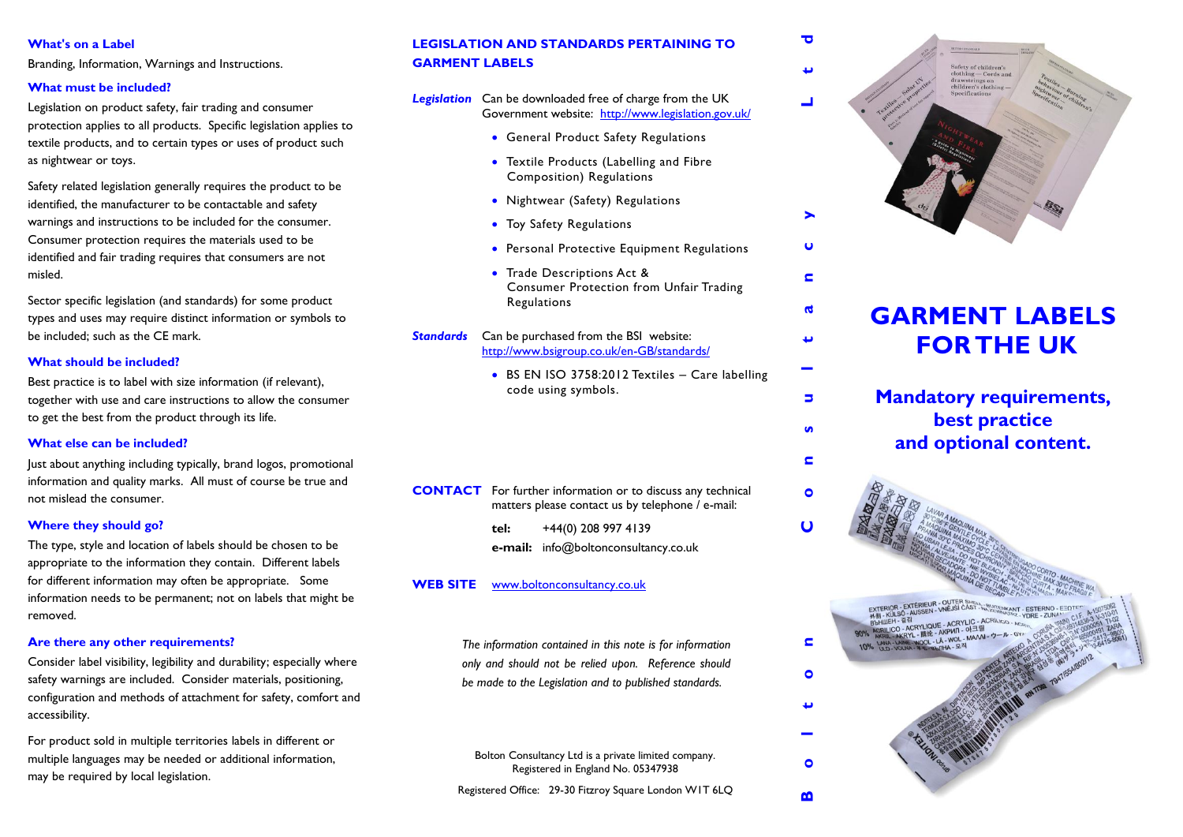## What's on a Label

Branding, Information, Warnings and Instructions.

### What must be included?

Legislation on product safety, fair trading and consumer protection applies to all products. Specific legislation applies to textile products, and to certain types or uses of product such as nightwear or toys.

Safety related legislation generally requires the product to be identified, the manufacturer to be contactable and safety warnings and instructions to be included for the consumer. Consumer protection requires the materials used to be identified and fair trading requires that consumers are not misled.

Sector specific legislation (and standards) for some product types and uses may require distinct information or symbols to be included; such as the CE mark.

### What should be included?

Best practice is to label with size information (if relevant), together with use and care instructions to allow the consumer to get the best from the product through its life.

### What else can be included?

Just about anything including typically, brand logos, promotional information and quality marks. All must of course be true and not mislead the consumer.

### Where they should go?

The type, style and location of labels should be chosen to be appropriate to the information they contain. Different labels for different information may often be appropriate. Some information needs to be permanent; not on labels that might be removed.

### Are there any other requirements?

Consider label visibility, legibility and durability; especially where safety warnings are included. Consider materials, positioning, configuration and methods of attachment for safety, comfort and accessibility.

For product sold in multiple territories labels in different or multiple languages may be needed or additional information, may be required by local legislation.

## LEGISLATION AND STANDARDS PERTAINING TO GARMENT LABELS

***Legislation*** Can be downloaded free of charge from the UK Government website: http://www.legislation.gov.uk/

- General Product Safety Regulations
- Textile Products (Labelling and Fibre Composition) Regulations
- Nightwear (Safety) Regulations
- Toy Safety Regulations
- Personal Protective Equipment Regulations
- Trade Descriptions Act & Consumer Protection from Unfair Trading Regulations

***Standards*** Can be purchased from the BSI website: http://www.bsigroup.co.uk/en-GB/standards/

- BS EN ISO 3758:2012 Textiles – Care labelling code using symbols.

**CONTACT** For further information or to discuss any technical matters please contact us by telephone / e-mail:

**tel:** +44(0) 208 997 4139

**e-mail:** info@boltonconsultancy.co.uk

**WEB SITE** www.boltonconsultancy.co.uk

*The information contained in this note is for information only and should not be relied upon. Reference should be made to the Legislation and to published standards.*

Bolton Consultancy Ltd is a private limited company.
Registered in England No. 05347938

Registered Office: 29-30 Fitzroy Square London W1T 6LQ

Bolton Consultancy Ltd

# GARMENT LABELS FOR THE UK

## Mandatory requirements, best practice and optional content.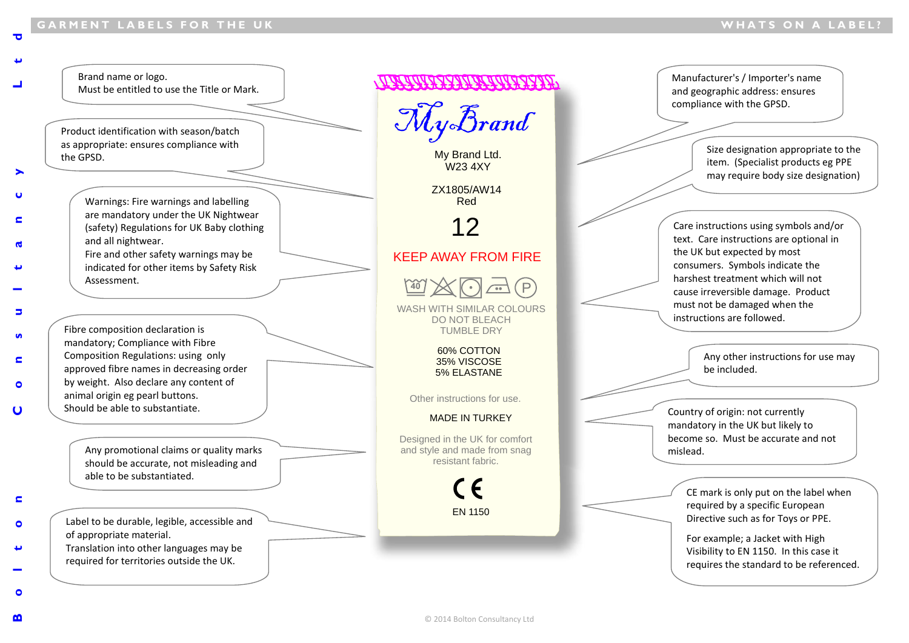# GARMENT LABELS FOR THE UK

## WHATS ON A LABEL?

Brand name or logo.
Must be entitled to use the Title or Mark.

Product identification with season/batch as appropriate: ensures compliance with the GPSD.

Warnings: Fire warnings and labelling are mandatory under the UK Nightwear (safety) Regulations for UK Baby clothing and all nightwear.
Fire and other safety warnings may be indicated for other items by Safety Risk Assessment.

Fibre composition declaration is mandatory; Compliance with Fibre Composition Regulations: using only approved fibre names in decreasing order by weight. Also declare any content of animal origin eg pearl buttons.
Should be able to substantiate.

Any promotional claims or quality marks should be accurate, not misleading and able to be substantiated.

Label to be durable, legible, accessible and of appropriate material.
Translation into other languages may be required for territories outside the UK.

**Example label:**

MyBrand

My Brand Ltd.
W23 4XY

ZX1805/AW14
Red

12

KEEP AWAY FROM FIRE

WASH WITH SIMILAR COLOURS
DO NOT BLEACH
TUMBLE DRY

60% COTTON
35% VISCOSE
5% ELASTANE

Other instructions for use.

MADE IN TURKEY

Designed in the UK for comfort and style and made from snag resistant fabric.

CE

EN 1150

Manufacturer's / Importer's name and geographic address: ensures compliance with the GPSD.

Size designation appropriate to the item. (Specialist products eg PPE may require body size designation)

Care instructions using symbols and/or text. Care instructions are optional in the UK but expected by most consumers. Symbols indicate the harshest treatment which will not cause irreversible damage. Product must not be damaged when the instructions are followed.

Any other instructions for use may be included.

Country of origin: not currently mandatory in the UK but likely to become so. Must be accurate and not mislead.

CE mark is only put on the label when required by a specific European Directive such as for Toys or PPE.

For example; a Jacket with High Visibility to EN 1150. In this case it requires the standard to be referenced.

Bolton Consultancy Ltd

© 2014 Bolton Consultancy Ltd